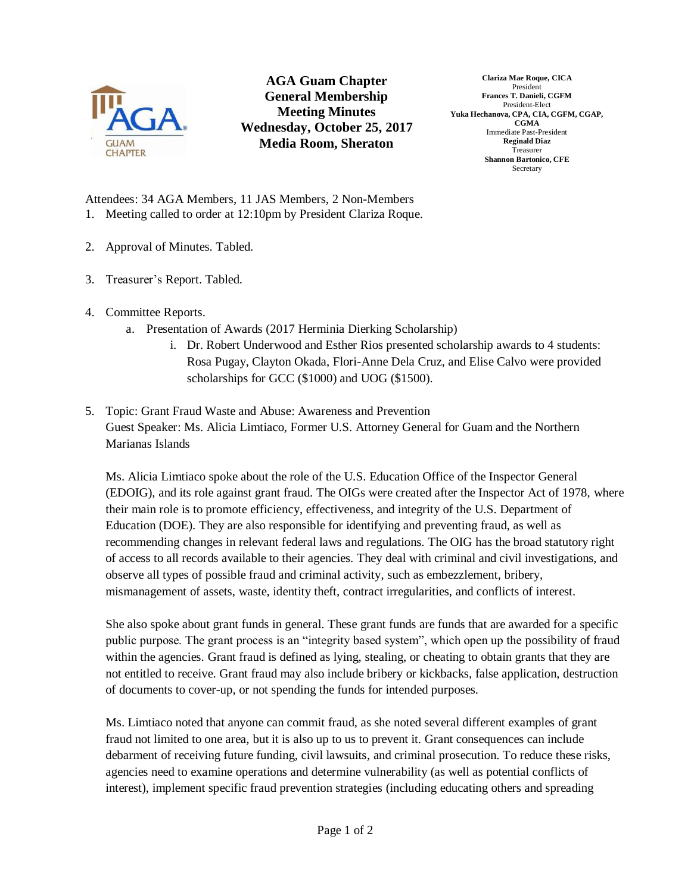# AGA Guam Chapter General Membership Meeting Minutes

**Wednesday, October 25, 2017**
**Media Room, Sheraton**

**Clariza Mae Roque, CICA**
President
**Frances T. Danieli, CGFM**
President-Elect
**Yuka Hechanova, CPA, CIA, CGFM, CGAP, CGMA**
Immediate Past-President
**Reginald Diaz**
Treasurer
**Shannon Bartonico, CFE**
Secretary

Attendees: 34 AGA Members, 11 JAS Members, 2 Non-Members

1. Meeting called to order at 12:10pm by President Clariza Roque.

2. Approval of Minutes. Tabled.

3. Treasurer's Report. Tabled.

4. Committee Reports.
   a. Presentation of Awards (2017 Herminia Dierking Scholarship)
      i. Dr. Robert Underwood and Esther Rios presented scholarship awards to 4 students: Rosa Pugay, Clayton Okada, Flori-Anne Dela Cruz, and Elise Calvo were provided scholarships for GCC ($1000) and UOG ($1500).

5. Topic: Grant Fraud Waste and Abuse: Awareness and Prevention
   Guest Speaker: Ms. Alicia Limtiaco, Former U.S. Attorney General for Guam and the Northern Marianas Islands

   Ms. Alicia Limtiaco spoke about the role of the U.S. Education Office of the Inspector General (EDOIG), and its role against grant fraud. The OIGs were created after the Inspector Act of 1978, where their main role is to promote efficiency, effectiveness, and integrity of the U.S. Department of Education (DOE). They are also responsible for identifying and preventing fraud, as well as recommending changes in relevant federal laws and regulations. The OIG has the broad statutory right of access to all records available to their agencies. They deal with criminal and civil investigations, and observe all types of possible fraud and criminal activity, such as embezzlement, bribery, mismanagement of assets, waste, identity theft, contract irregularities, and conflicts of interest.

   She also spoke about grant funds in general. These grant funds are funds that are awarded for a specific public purpose. The grant process is an "integrity based system", which open up the possibility of fraud within the agencies. Grant fraud is defined as lying, stealing, or cheating to obtain grants that they are not entitled to receive. Grant fraud may also include bribery or kickbacks, false application, destruction of documents to cover-up, or not spending the funds for intended purposes.

   Ms. Limtiaco noted that anyone can commit fraud, as she noted several different examples of grant fraud not limited to one area, but it is also up to us to prevent it. Grant consequences can include debarment of receiving future funding, civil lawsuits, and criminal prosecution. To reduce these risks, agencies need to examine operations and determine vulnerability (as well as potential conflicts of interest), implement specific fraud prevention strategies (including educating others and spreading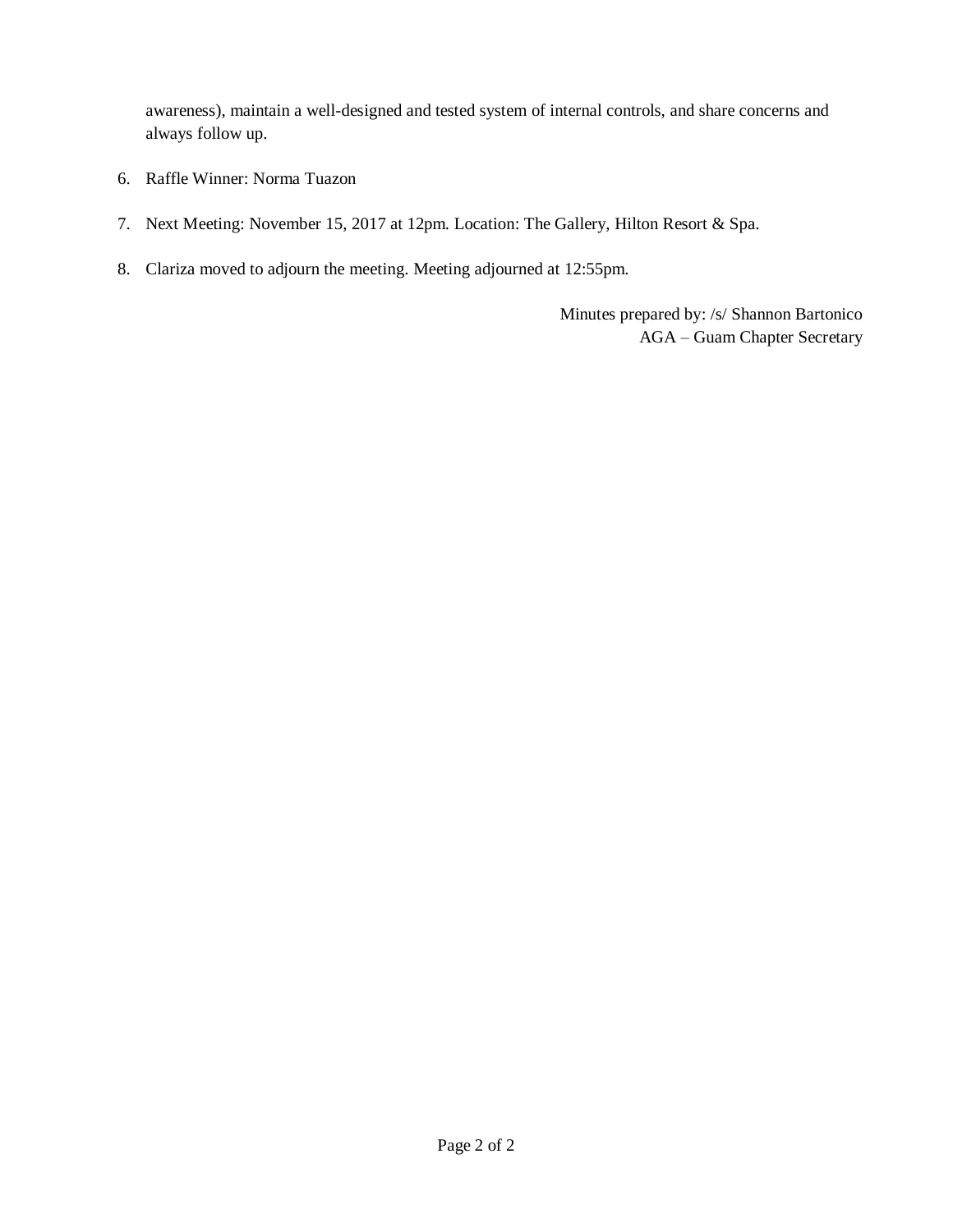awareness), maintain a well-designed and tested system of internal controls, and share concerns and always follow up.

6. Raffle Winner: Norma Tuazon

7. Next Meeting: November 15, 2017 at 12pm. Location: The Gallery, Hilton Resort & Spa.

8. Clariza moved to adjourn the meeting. Meeting adjourned at 12:55pm.

Minutes prepared by: /s/ Shannon Bartonico
AGA – Guam Chapter Secretary